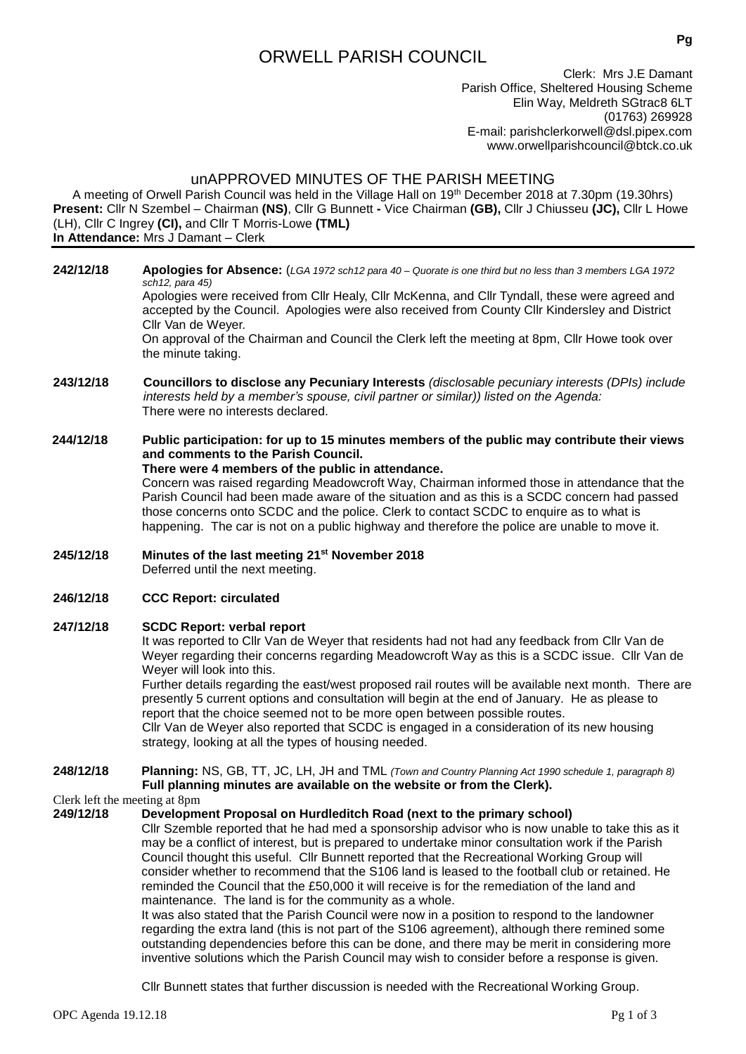# ORWELL PARISH COUNCIL

Clerk: Mrs J.E Damant
Parish Office, Sheltered Housing Scheme
Elin Way, Meldreth SGtrac8 6LT
(01763) 269928
E-mail: parishclerkorwell@dsl.pipex.com
www.orwellparishcouncil@btck.co.uk

## unAPPROVED MINUTES OF THE PARISH MEETING

A meeting of Orwell Parish Council was held in the Village Hall on 19th December 2018 at 7.30pm (19.30hrs)
**Present:** Cllr N Szembel – Chairman **(NS)**, Cllr G Bunnett **-** Vice Chairman **(GB),** Cllr J Chiusseu **(JC),** Cllr L Howe (LH), Cllr C Ingrey **(CI),** and Cllr T Morris-Lowe **(TML)**
**In Attendance:** Mrs J Damant – Clerk

**242/12/18** **Apologies for Absence:** (*LGA 1972 sch12 para 40 – Quorate is one third but no less than 3 members LGA 1972 sch12, para 45)*
Apologies were received from Cllr Healy, Cllr McKenna, and Cllr Tyndall, these were agreed and accepted by the Council. Apologies were also received from County Cllr Kindersley and District Cllr Van de Weyer.
On approval of the Chairman and Council the Clerk left the meeting at 8pm, Cllr Howe took over the minute taking.

**243/12/18** **Councillors to disclose any Pecuniary Interests** *(disclosable pecuniary interests (DPIs) include interests held by a member's spouse, civil partner or similar)) listed on the Agenda:*
There were no interests declared.

**244/12/18** **Public participation: for up to 15 minutes members of the public may contribute their views and comments to the Parish Council.**
**There were 4 members of the public in attendance.**
Concern was raised regarding Meadowcroft Way, Chairman informed those in attendance that the Parish Council had been made aware of the situation and as this is a SCDC concern had passed those concerns onto SCDC and the police. Clerk to contact SCDC to enquire as to what is happening. The car is not on a public highway and therefore the police are unable to move it.

**245/12/18** **Minutes of the last meeting 21st November 2018**
Deferred until the next meeting.

**246/12/18** **CCC Report: circulated**

**247/12/18** **SCDC Report: verbal report**
It was reported to Cllr Van de Weyer that residents had not had any feedback from Cllr Van de Weyer regarding their concerns regarding Meadowcroft Way as this is a SCDC issue. Cllr Van de Weyer will look into this.
Further details regarding the east/west proposed rail routes will be available next month. There are presently 5 current options and consultation will begin at the end of January. He as please to report that the choice seemed not to be more open between possible routes.
Cllr Van de Weyer also reported that SCDC is engaged in a consideration of its new housing strategy, looking at all the types of housing needed.

**248/12/18** **Planning:** NS, GB, TT, JC, LH, JH and TML *(Town and Country Planning Act 1990 schedule 1, paragraph 8)*
**Full planning minutes are available on the website or from the Clerk).**

Clerk left the meeting at 8pm

**249/12/18** **Development Proposal on Hurdleditch Road (next to the primary school)**
Cllr Szemble reported that he had med a sponsorship advisor who is now unable to take this as it may be a conflict of interest, but is prepared to undertake minor consultation work if the Parish Council thought this useful. Cllr Bunnett reported that the Recreational Working Group will consider whether to recommend that the S106 land is leased to the football club or retained. He reminded the Council that the £50,000 it will receive is for the remediation of the land and maintenance. The land is for the community as a whole.
It was also stated that the Parish Council were now in a position to respond to the landowner regarding the extra land (this is not part of the S106 agreement), although there remined some outstanding dependencies before this can be done, and there may be merit in considering more inventive solutions which the Parish Council may wish to consider before a response is given.

Cllr Bunnett states that further discussion is needed with the Recreational Working Group.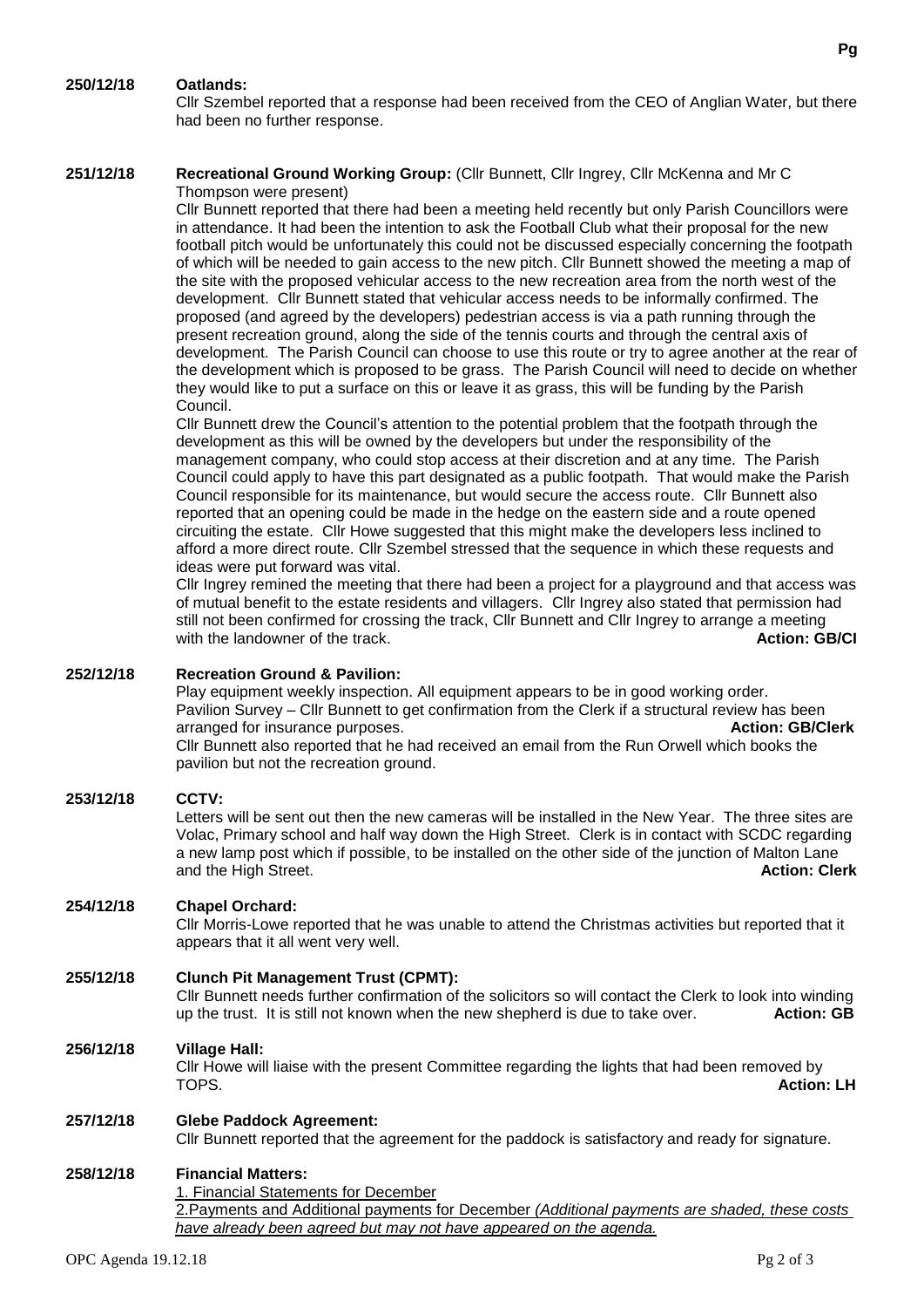**250/12/18 Oatlands:**
Cllr Szembel reported that a response had been received from the CEO of Anglian Water, but there had been no further response.

**251/12/18 Recreational Ground Working Group:** (Cllr Bunnett, Cllr Ingrey, Cllr McKenna and Mr C Thompson were present)

Cllr Bunnett reported that there had been a meeting held recently but only Parish Councillors were in attendance. It had been the intention to ask the Football Club what their proposal for the new football pitch would be unfortunately this could not be discussed especially concerning the footpath of which will be needed to gain access to the new pitch. Cllr Bunnett showed the meeting a map of the site with the proposed vehicular access to the new recreation area from the north west of the development. Cllr Bunnett stated that vehicular access needs to be informally confirmed. The proposed (and agreed by the developers) pedestrian access is via a path running through the present recreation ground, along the side of the tennis courts and through the central axis of development. The Parish Council can choose to use this route or try to agree another at the rear of the development which is proposed to be grass. The Parish Council will need to decide on whether they would like to put a surface on this or leave it as grass, this will be funding by the Parish Council.

Cllr Bunnett drew the Council's attention to the potential problem that the footpath through the development as this will be owned by the developers but under the responsibility of the management company, who could stop access at their discretion and at any time. The Parish Council could apply to have this part designated as a public footpath. That would make the Parish Council responsible for its maintenance, but would secure the access route. Cllr Bunnett also reported that an opening could be made in the hedge on the eastern side and a route opened circuiting the estate. Cllr Howe suggested that this might make the developers less inclined to afford a more direct route. Cllr Szembel stressed that the sequence in which these requests and ideas were put forward was vital.

Cllr Ingrey remined the meeting that there had been a project for a playground and that access was of mutual benefit to the estate residents and villagers. Cllr Ingrey also stated that permission had still not been confirmed for crossing the track, Cllr Bunnett and Cllr Ingrey to arrange a meeting with the landowner of the track. **Action: GB/CI**

**252/12/18 Recreation Ground & Pavilion:**
Play equipment weekly inspection. All equipment appears to be in good working order.
Pavilion Survey – Cllr Bunnett to get confirmation from the Clerk if a structural review has been arranged for insurance purposes. **Action: GB/Clerk**
Cllr Bunnett also reported that he had received an email from the Run Orwell which books the pavilion but not the recreation ground.

**253/12/18 CCTV:**
Letters will be sent out then the new cameras will be installed in the New Year. The three sites are Volac, Primary school and half way down the High Street. Clerk is in contact with SCDC regarding a new lamp post which if possible, to be installed on the other side of the junction of Malton Lane and the High Street. **Action: Clerk**

**254/12/18 Chapel Orchard:**
Cllr Morris-Lowe reported that he was unable to attend the Christmas activities but reported that it appears that it all went very well.

**255/12/18 Clunch Pit Management Trust (CPMT):**
Cllr Bunnett needs further confirmation of the solicitors so will contact the Clerk to look into winding up the trust. It is still not known when the new shepherd is due to take over. **Action: GB**

**256/12/18 Village Hall:**
Cllr Howe will liaise with the present Committee regarding the lights that had been removed by TOPS. **Action: LH**

**257/12/18 Glebe Paddock Agreement:**
Cllr Bunnett reported that the agreement for the paddock is satisfactory and ready for signature.

**258/12/18 Financial Matters:**
1. Financial Statements for December
2. Payments and Additional payments for December *(Additional payments are shaded, these costs have already been agreed but may not have appeared on the agenda.*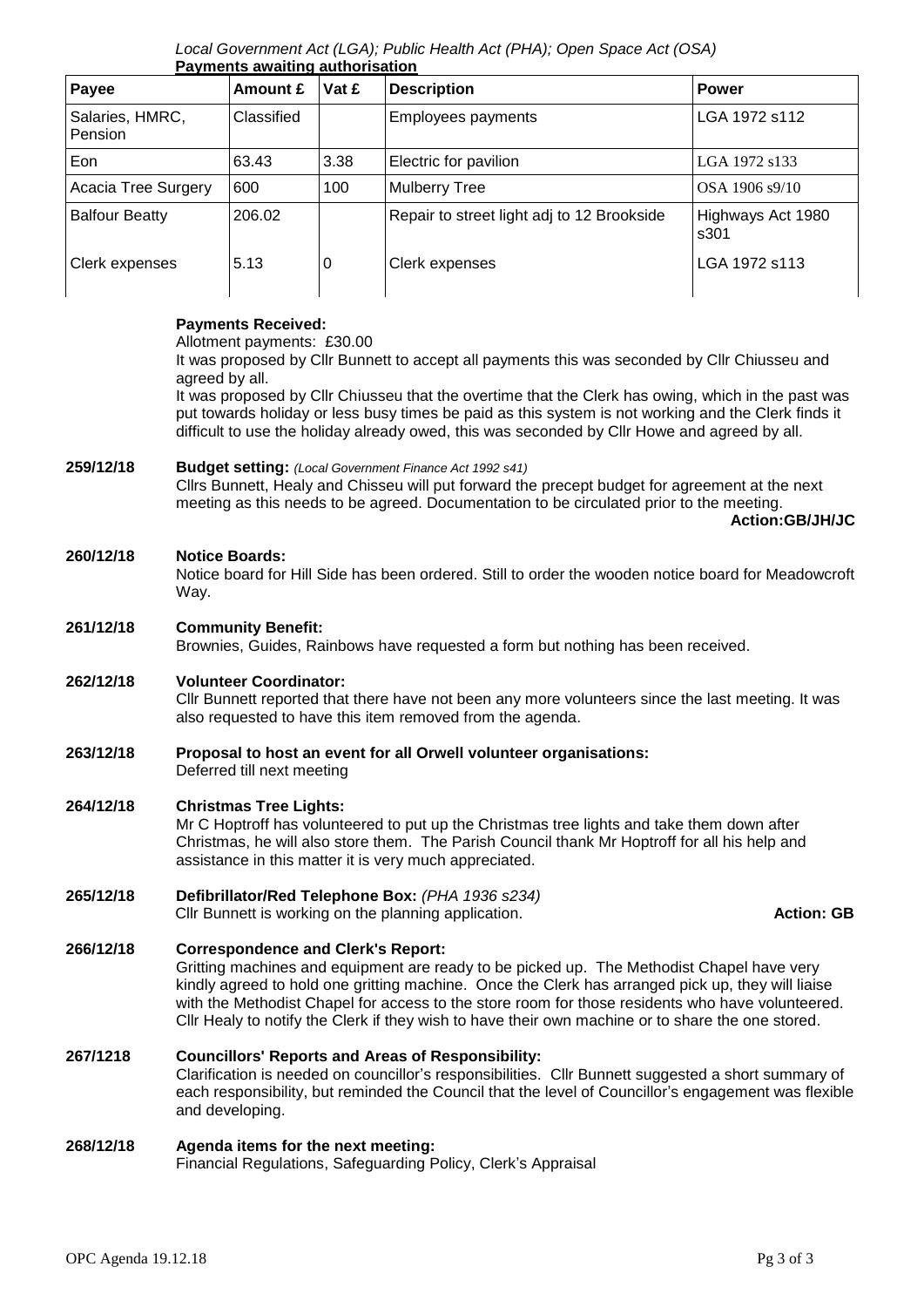*Local Government Act (LGA); Public Health Act (PHA); Open Space Act (OSA)*

**Payments awaiting authorisation**

| Payee | Amount £ | Vat £ | Description | Power |
|---|---|---|---|---|
| Salaries, HMRC, Pension | Classified | | Employees payments | LGA 1972 s112 |
| Eon | 63.43 | 3.38 | Electric for pavilion | LGA 1972 s133 |
| Acacia Tree Surgery | 600 | 100 | Mulberry Tree | OSA 1906 s9/10 |
| Balfour Beatty | 206.02 | | Repair to street light adj to 12 Brookside | Highways Act 1980 s301 |
| Clerk expenses | 5.13 | 0 | Clerk expenses | LGA 1972 s113 |

**Payments Received:**

Allotment payments: £30.00

It was proposed by Cllr Bunnett to accept all payments this was seconded by Cllr Chiusseu and agreed by all.

It was proposed by Cllr Chiusseu that the overtime that the Clerk has owing, which in the past was put towards holiday or less busy times be paid as this system is not working and the Clerk finds it difficult to use the holiday already owed, this was seconded by Cllr Howe and agreed by all.

**259/12/18 Budget setting:** *(Local Government Finance Act 1992 s41)*

Cllrs Bunnett, Healy and Chisseu will put forward the precept budget for agreement at the next meeting as this needs to be agreed. Documentation to be circulated prior to the meeting.

**Action:GB/JH/JC**

**260/12/18 Notice Boards:**

Notice board for Hill Side has been ordered. Still to order the wooden notice board for Meadowcroft Way.

**261/12/18 Community Benefit:**

Brownies, Guides, Rainbows have requested a form but nothing has been received.

**262/12/18 Volunteer Coordinator:**

Cllr Bunnett reported that there have not been any more volunteers since the last meeting. It was also requested to have this item removed from the agenda.

**263/12/18 Proposal to host an event for all Orwell volunteer organisations:**

Deferred till next meeting

**264/12/18 Christmas Tree Lights:**

Mr C Hoptroff has volunteered to put up the Christmas tree lights and take them down after Christmas, he will also store them. The Parish Council thank Mr Hoptroff for all his help and assistance in this matter it is very much appreciated.

**265/12/18 Defibrillator/Red Telephone Box:** *(PHA 1936 s234)*

Cllr Bunnett is working on the planning application. **Action: GB**

**266/12/18 Correspondence and Clerk's Report:**

Gritting machines and equipment are ready to be picked up. The Methodist Chapel have very kindly agreed to hold one gritting machine. Once the Clerk has arranged pick up, they will liaise with the Methodist Chapel for access to the store room for those residents who have volunteered. Cllr Healy to notify the Clerk if they wish to have their own machine or to share the one stored.

**267/1218 Councillors' Reports and Areas of Responsibility:**

Clarification is needed on councillor's responsibilities. Cllr Bunnett suggested a short summary of each responsibility, but reminded the Council that the level of Councillor's engagement was flexible and developing.

**268/12/18 Agenda items for the next meeting:**

Financial Regulations, Safeguarding Policy, Clerk's Appraisal